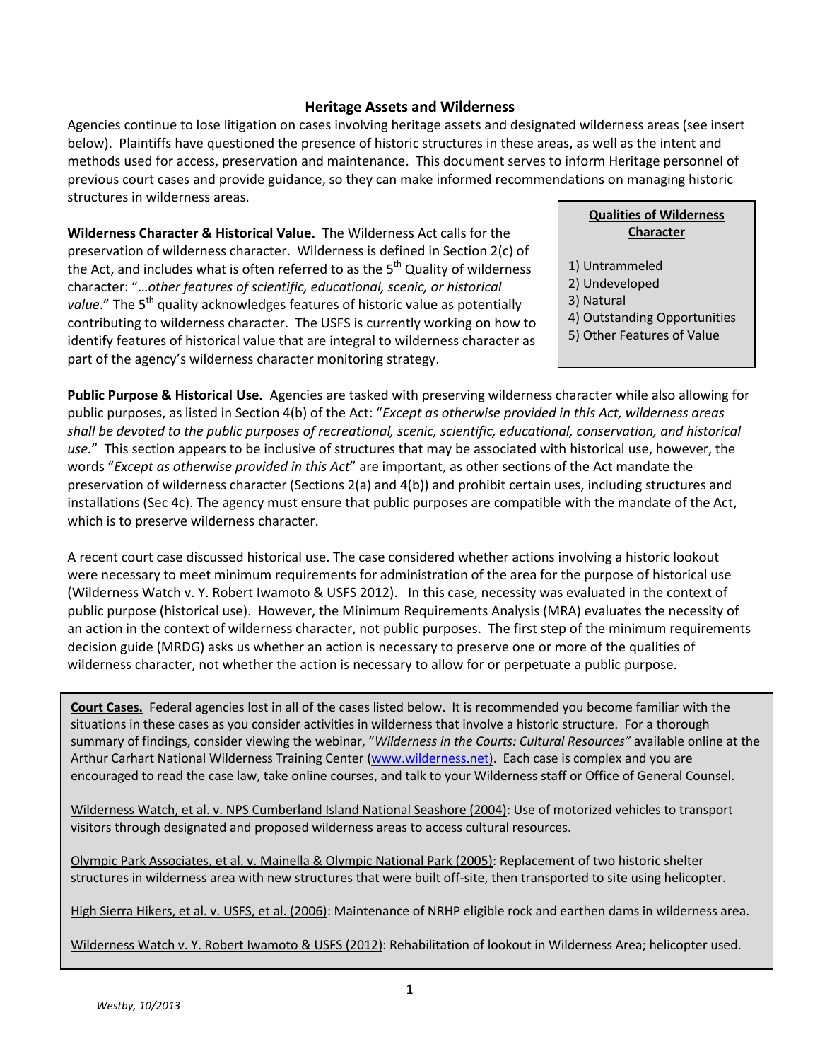# Heritage Assets and Wilderness

Agencies continue to lose litigation on cases involving heritage assets and designated wilderness areas (see insert below). Plaintiffs have questioned the presence of historic structures in these areas, as well as the intent and methods used for access, preservation and maintenance. This document serves to inform Heritage personnel of previous court cases and provide guidance, so they can make informed recommendations on managing historic structures in wilderness areas.

**Wilderness Character & Historical Value.** The Wilderness Act calls for the preservation of wilderness character. Wilderness is defined in Section 2(c) of the Act, and includes what is often referred to as the 5th Quality of wilderness character: "…*other features of scientific, educational, scenic, or historical value*." The 5th quality acknowledges features of historic value as potentially contributing to wilderness character. The USFS is currently working on how to identify features of historical value that are integral to wilderness character as part of the agency's wilderness character monitoring strategy.

> **Qualities of Wilderness Character**
>
> 1) Untrammeled
> 2) Undeveloped
> 3) Natural
> 4) Outstanding Opportunities
> 5) Other Features of Value

**Public Purpose & Historical Use.** Agencies are tasked with preserving wilderness character while also allowing for public purposes, as listed in Section 4(b) of the Act: "*Except as otherwise provided in this Act, wilderness areas shall be devoted to the public purposes of recreational, scenic, scientific, educational, conservation, and historical use.*" This section appears to be inclusive of structures that may be associated with historical use, however, the words "*Except as otherwise provided in this Act*" are important, as other sections of the Act mandate the preservation of wilderness character (Sections 2(a) and 4(b)) and prohibit certain uses, including structures and installations (Sec 4c). The agency must ensure that public purposes are compatible with the mandate of the Act, which is to preserve wilderness character.

A recent court case discussed historical use. The case considered whether actions involving a historic lookout were necessary to meet minimum requirements for administration of the area for the purpose of historical use (Wilderness Watch v. Y. Robert Iwamoto & USFS 2012). In this case, necessity was evaluated in the context of public purpose (historical use). However, the Minimum Requirements Analysis (MRA) evaluates the necessity of an action in the context of wilderness character, not public purposes. The first step of the minimum requirements decision guide (MRDG) asks us whether an action is necessary to preserve one or more of the qualities of wilderness character, not whether the action is necessary to allow for or perpetuate a public purpose.

> **Court Cases.** Federal agencies lost in all of the cases listed below. It is recommended you become familiar with the situations in these cases as you consider activities in wilderness that involve a historic structure. For a thorough summary of findings, consider viewing the webinar, "*Wilderness in the Courts: Cultural Resources"* available online at the Arthur Carhart National Wilderness Training Center (www.wilderness.net). Each case is complex and you are encouraged to read the case law, take online courses, and talk to your Wilderness staff or Office of General Counsel.
>
> Wilderness Watch, et al. v. NPS Cumberland Island National Seashore (2004): Use of motorized vehicles to transport visitors through designated and proposed wilderness areas to access cultural resources.
>
> Olympic Park Associates, et al. v. Mainella & Olympic National Park (2005): Replacement of two historic shelter structures in wilderness area with new structures that were built off-site, then transported to site using helicopter.
>
> High Sierra Hikers, et al. v. USFS, et al. (2006): Maintenance of NRHP eligible rock and earthen dams in wilderness area.
>
> Wilderness Watch v. Y. Robert Iwamoto & USFS (2012): Rehabilitation of lookout in Wilderness Area; helicopter used.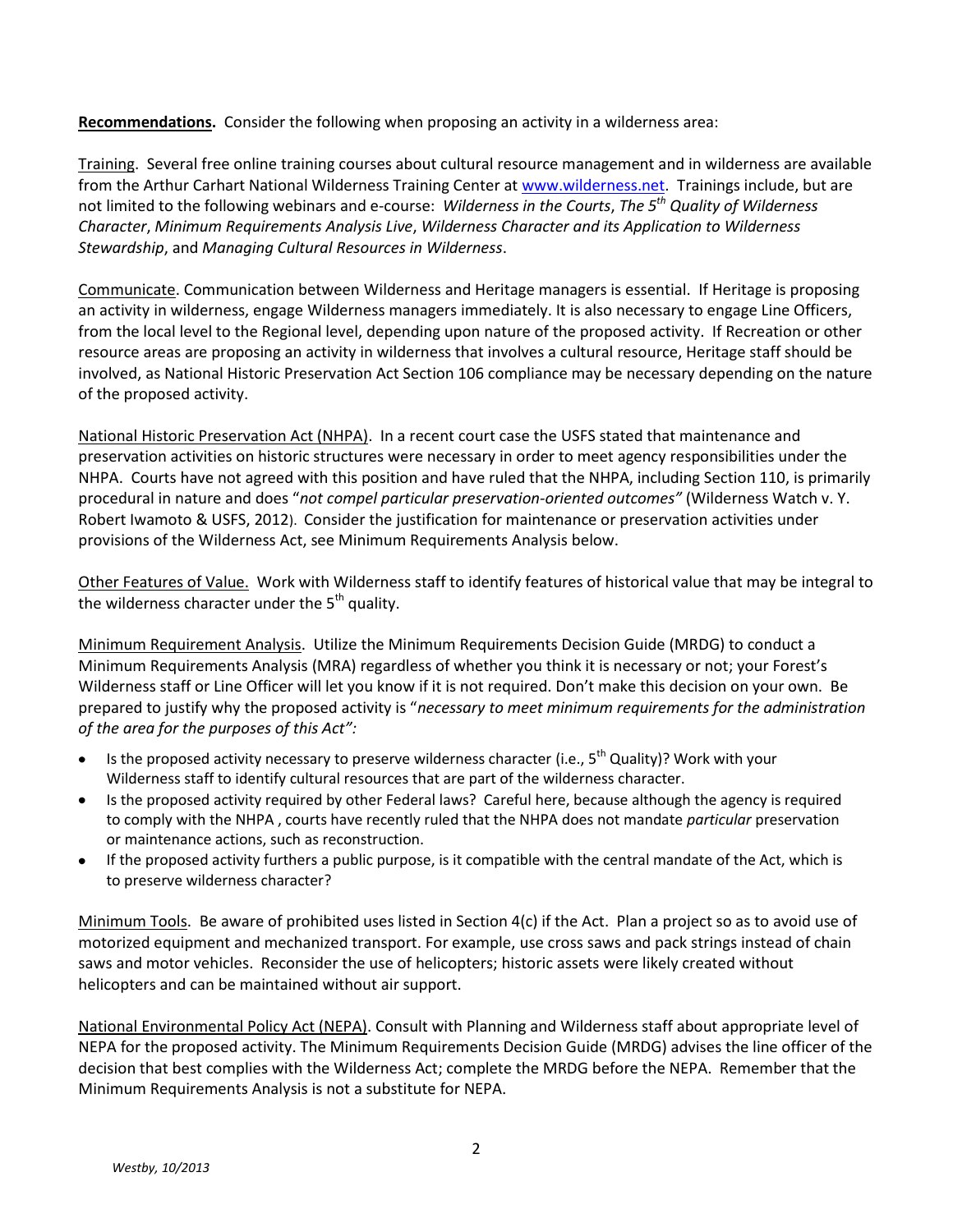**Recommendations.** Consider the following when proposing an activity in a wilderness area:

Training. Several free online training courses about cultural resource management and in wilderness are available from the Arthur Carhart National Wilderness Training Center at www.wilderness.net. Trainings include, but are not limited to the following webinars and e-course: *Wilderness in the Courts*, *The 5th Quality of Wilderness Character*, *Minimum Requirements Analysis Live*, *Wilderness Character and its Application to Wilderness Stewardship*, and *Managing Cultural Resources in Wilderness*.

Communicate. Communication between Wilderness and Heritage managers is essential. If Heritage is proposing an activity in wilderness, engage Wilderness managers immediately. It is also necessary to engage Line Officers, from the local level to the Regional level, depending upon nature of the proposed activity. If Recreation or other resource areas are proposing an activity in wilderness that involves a cultural resource, Heritage staff should be involved, as National Historic Preservation Act Section 106 compliance may be necessary depending on the nature of the proposed activity.

National Historic Preservation Act (NHPA). In a recent court case the USFS stated that maintenance and preservation activities on historic structures were necessary in order to meet agency responsibilities under the NHPA. Courts have not agreed with this position and have ruled that the NHPA, including Section 110, is primarily procedural in nature and does "*not compel particular preservation-oriented outcomes"* (Wilderness Watch v. Y. Robert Iwamoto & USFS, 2012). Consider the justification for maintenance or preservation activities under provisions of the Wilderness Act, see Minimum Requirements Analysis below.

Other Features of Value. Work with Wilderness staff to identify features of historical value that may be integral to the wilderness character under the 5th quality.

Minimum Requirement Analysis. Utilize the Minimum Requirements Decision Guide (MRDG) to conduct a Minimum Requirements Analysis (MRA) regardless of whether you think it is necessary or not; your Forest's Wilderness staff or Line Officer will let you know if it is not required. Don't make this decision on your own. Be prepared to justify why the proposed activity is "*necessary to meet minimum requirements for the administration of the area for the purposes of this Act":*

- Is the proposed activity necessary to preserve wilderness character (i.e., 5th Quality)? Work with your Wilderness staff to identify cultural resources that are part of the wilderness character.
- Is the proposed activity required by other Federal laws? Careful here, because although the agency is required to comply with the NHPA , courts have recently ruled that the NHPA does not mandate *particular* preservation or maintenance actions, such as reconstruction.
- If the proposed activity furthers a public purpose, is it compatible with the central mandate of the Act, which is to preserve wilderness character?

Minimum Tools. Be aware of prohibited uses listed in Section 4(c) if the Act. Plan a project so as to avoid use of motorized equipment and mechanized transport. For example, use cross saws and pack strings instead of chain saws and motor vehicles. Reconsider the use of helicopters; historic assets were likely created without helicopters and can be maintained without air support.

National Environmental Policy Act (NEPA). Consult with Planning and Wilderness staff about appropriate level of NEPA for the proposed activity. The Minimum Requirements Decision Guide (MRDG) advises the line officer of the decision that best complies with the Wilderness Act; complete the MRDG before the NEPA. Remember that the Minimum Requirements Analysis is not a substitute for NEPA.